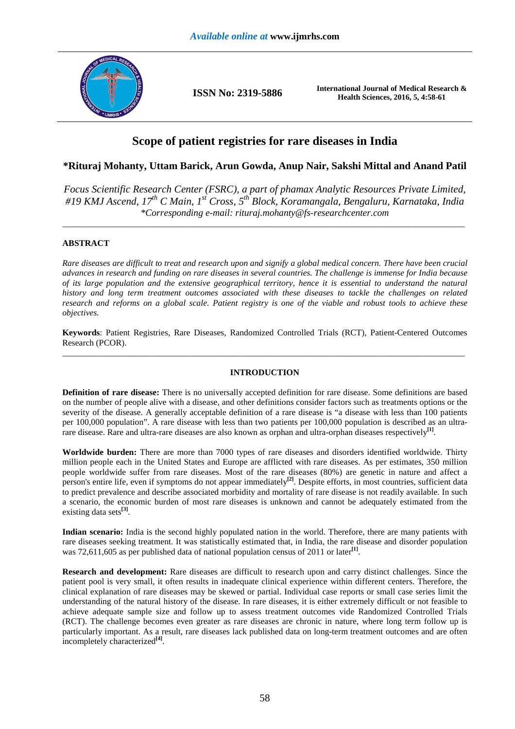# Scope of patient registries for rare diseases in India

**\*Rituraj Mohanty, Uttam Barick, Arun Gowda, Anup Nair, Sakshi Mittal and Anand Patil**

*Focus Scientific Research Center (FSRC), a part of phamax Analytic Resources Private Limited, #19 KMJ Ascend, 17th C Main, 1st Cross, 5th Block, Koramangala, Bengaluru, Karnataka, India*
*\*Corresponding e-mail: rituraj.mohanty@fs-researchcenter.com*

---

## ABSTRACT

*Rare diseases are difficult to treat and research upon and signify a global medical concern. There have been crucial advances in research and funding on rare diseases in several countries. The challenge is immense for India because of its large population and the extensive geographical territory, hence it is essential to understand the natural history and long term treatment outcomes associated with these diseases to tackle the challenges on related research and reforms on a global scale. Patient registry is one of the viable and robust tools to achieve these objectives.*

**Keywords**: Patient Registries, Rare Diseases, Randomized Controlled Trials (RCT), Patient-Centered Outcomes Research (PCOR).

---

## INTRODUCTION

**Definition of rare disease:** There is no universally accepted definition for rare disease. Some definitions are based on the number of people alive with a disease, and other definitions consider factors such as treatments options or the severity of the disease. A generally acceptable definition of a rare disease is "a disease with less than 100 patients per 100,000 population". A rare disease with less than two patients per 100,000 population is described as an ultra-rare disease. Rare and ultra-rare diseases are also known as orphan and ultra-orphan diseases respectively[1].

**Worldwide burden:** There are more than 7000 types of rare diseases and disorders identified worldwide. Thirty million people each in the United States and Europe are afflicted with rare diseases. As per estimates, 350 million people worldwide suffer from rare diseases. Most of the rare diseases (80%) are genetic in nature and affect a person's entire life, even if symptoms do not appear immediately[2]. Despite efforts, in most countries, sufficient data to predict prevalence and describe associated morbidity and mortality of rare disease is not readily available. In such a scenario, the economic burden of most rare diseases is unknown and cannot be adequately estimated from the existing data sets[3].

**Indian scenario:** India is the second highly populated nation in the world. Therefore, there are many patients with rare diseases seeking treatment. It was statistically estimated that, in India, the rare disease and disorder population was 72,611,605 as per published data of national population census of 2011 or later[1].

**Research and development:** Rare diseases are difficult to research upon and carry distinct challenges. Since the patient pool is very small, it often results in inadequate clinical experience within different centers. Therefore, the clinical explanation of rare diseases may be skewed or partial. Individual case reports or small case series limit the understanding of the natural history of the disease. In rare diseases, it is either extremely difficult or not feasible to achieve adequate sample size and follow up to assess treatment outcomes vide Randomized Controlled Trials (RCT). The challenge becomes even greater as rare diseases are chronic in nature, where long term follow up is particularly important. As a result, rare diseases lack published data on long-term treatment outcomes and are often incompletely characterized[4].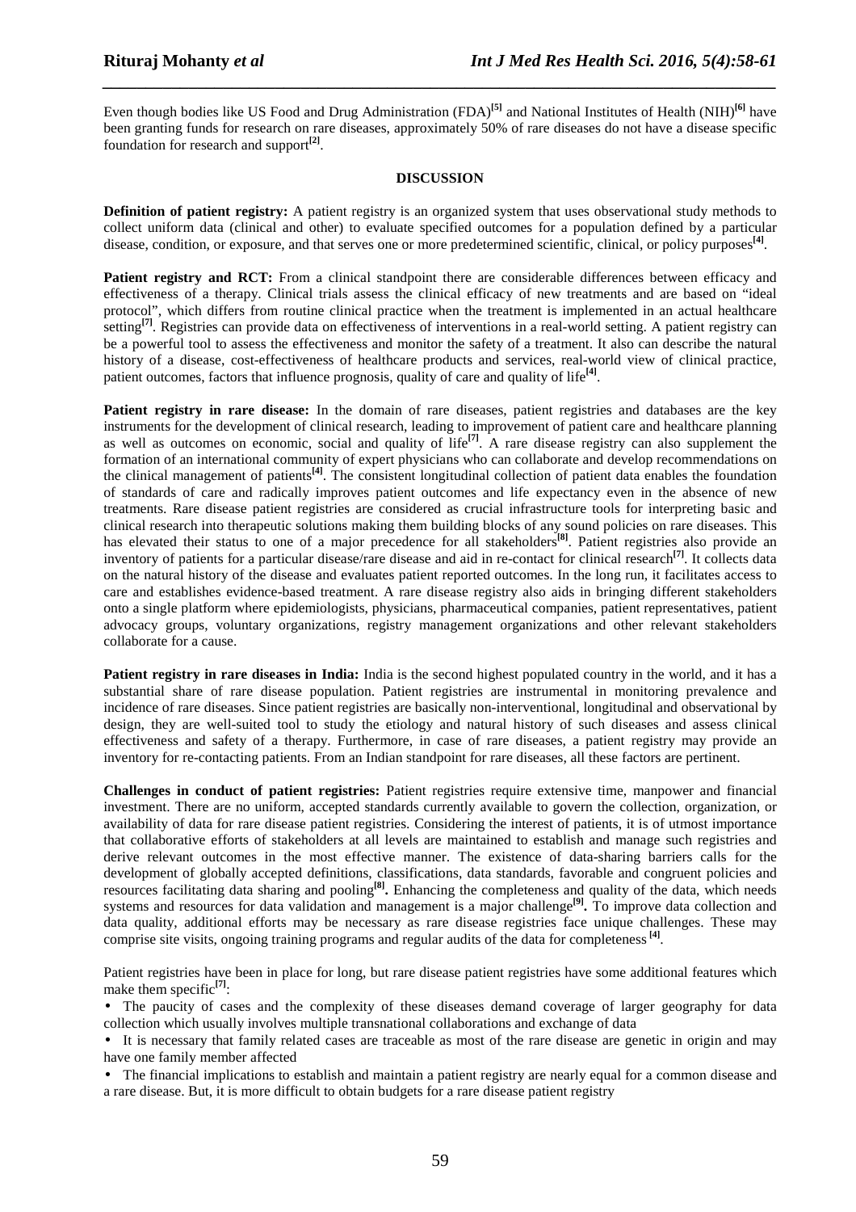Even though bodies like US Food and Drug Administration (FDA)[5] and National Institutes of Health (NIH)[6] have been granting funds for research on rare diseases, approximately 50% of rare diseases do not have a disease specific foundation for research and support[2].

## DISCUSSION

**Definition of patient registry:** A patient registry is an organized system that uses observational study methods to collect uniform data (clinical and other) to evaluate specified outcomes for a population defined by a particular disease, condition, or exposure, and that serves one or more predetermined scientific, clinical, or policy purposes[4].

**Patient registry and RCT:** From a clinical standpoint there are considerable differences between efficacy and effectiveness of a therapy. Clinical trials assess the clinical efficacy of new treatments and are based on "ideal protocol", which differs from routine clinical practice when the treatment is implemented in an actual healthcare setting[7]. Registries can provide data on effectiveness of interventions in a real-world setting. A patient registry can be a powerful tool to assess the effectiveness and monitor the safety of a treatment. It also can describe the natural history of a disease, cost-effectiveness of healthcare products and services, real-world view of clinical practice, patient outcomes, factors that influence prognosis, quality of care and quality of life[4].

**Patient registry in rare disease:** In the domain of rare diseases, patient registries and databases are the key instruments for the development of clinical research, leading to improvement of patient care and healthcare planning as well as outcomes on economic, social and quality of life[7]. A rare disease registry can also supplement the formation of an international community of expert physicians who can collaborate and develop recommendations on the clinical management of patients[4]. The consistent longitudinal collection of patient data enables the foundation of standards of care and radically improves patient outcomes and life expectancy even in the absence of new treatments. Rare disease patient registries are considered as crucial infrastructure tools for interpreting basic and clinical research into therapeutic solutions making them building blocks of any sound policies on rare diseases. This has elevated their status to one of a major precedence for all stakeholders[8]. Patient registries also provide an inventory of patients for a particular disease/rare disease and aid in re-contact for clinical research[7]. It collects data on the natural history of the disease and evaluates patient reported outcomes. In the long run, it facilitates access to care and establishes evidence-based treatment. A rare disease registry also aids in bringing different stakeholders onto a single platform where epidemiologists, physicians, pharmaceutical companies, patient representatives, patient advocacy groups, voluntary organizations, registry management organizations and other relevant stakeholders collaborate for a cause.

**Patient registry in rare diseases in India:** India is the second highest populated country in the world, and it has a substantial share of rare disease population. Patient registries are instrumental in monitoring prevalence and incidence of rare diseases. Since patient registries are basically non-interventional, longitudinal and observational by design, they are well-suited tool to study the etiology and natural history of such diseases and assess clinical effectiveness and safety of a therapy. Furthermore, in case of rare diseases, a patient registry may provide an inventory for re-contacting patients. From an Indian standpoint for rare diseases, all these factors are pertinent.

**Challenges in conduct of patient registries:** Patient registries require extensive time, manpower and financial investment. There are no uniform, accepted standards currently available to govern the collection, organization, or availability of data for rare disease patient registries. Considering the interest of patients, it is of utmost importance that collaborative efforts of stakeholders at all levels are maintained to establish and manage such registries and derive relevant outcomes in the most effective manner. The existence of data-sharing barriers calls for the development of globally accepted definitions, classifications, data standards, favorable and congruent policies and resources facilitating data sharing and pooling[8]**.** Enhancing the completeness and quality of the data, which needs systems and resources for data validation and management is a major challenge[9]**.** To improve data collection and data quality, additional efforts may be necessary as rare disease registries face unique challenges. These may comprise site visits, ongoing training programs and regular audits of the data for completeness [4].

Patient registries have been in place for long, but rare disease patient registries have some additional features which make them specific[7]:

- The paucity of cases and the complexity of these diseases demand coverage of larger geography for data collection which usually involves multiple transnational collaborations and exchange of data
- It is necessary that family related cases are traceable as most of the rare disease are genetic in origin and may have one family member affected
- The financial implications to establish and maintain a patient registry are nearly equal for a common disease and a rare disease. But, it is more difficult to obtain budgets for a rare disease patient registry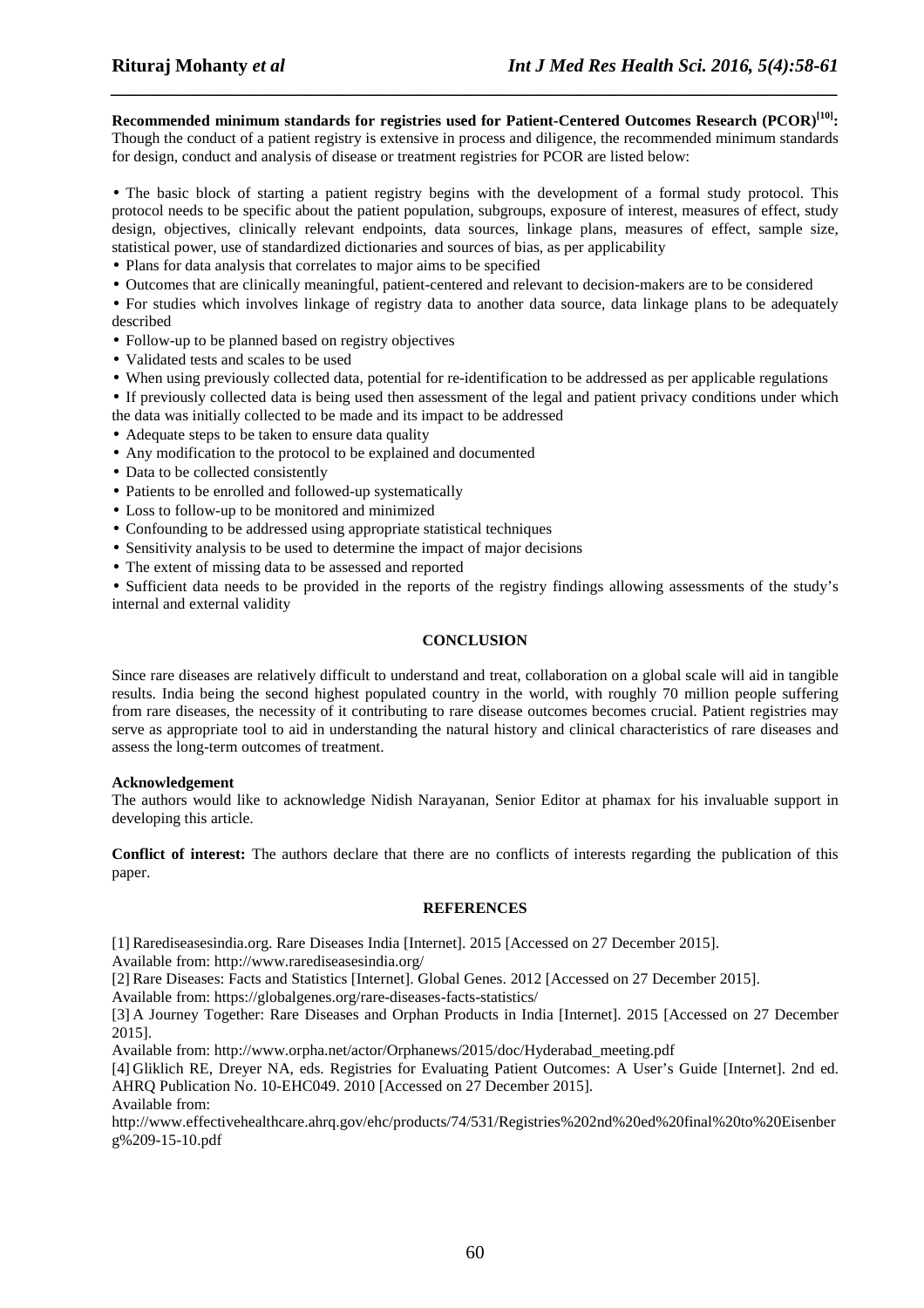**Recommended minimum standards for registries used for Patient-Centered Outcomes Research (PCOR)[10]:**
Though the conduct of a patient registry is extensive in process and diligence, the recommended minimum standards for design, conduct and analysis of disease or treatment registries for PCOR are listed below:

- The basic block of starting a patient registry begins with the development of a formal study protocol. This protocol needs to be specific about the patient population, subgroups, exposure of interest, measures of effect, study design, objectives, clinically relevant endpoints, data sources, linkage plans, measures of effect, sample size, statistical power, use of standardized dictionaries and sources of bias, as per applicability
- Plans for data analysis that correlates to major aims to be specified
- Outcomes that are clinically meaningful, patient-centered and relevant to decision-makers are to be considered
- For studies which involves linkage of registry data to another data source, data linkage plans to be adequately described
- Follow-up to be planned based on registry objectives
- Validated tests and scales to be used
- When using previously collected data, potential for re-identification to be addressed as per applicable regulations
- If previously collected data is being used then assessment of the legal and patient privacy conditions under which the data was initially collected to be made and its impact to be addressed
- Adequate steps to be taken to ensure data quality
- Any modification to the protocol to be explained and documented
- Data to be collected consistently
- Patients to be enrolled and followed-up systematically
- Loss to follow-up to be monitored and minimized
- Confounding to be addressed using appropriate statistical techniques
- Sensitivity analysis to be used to determine the impact of major decisions
- The extent of missing data to be assessed and reported
- Sufficient data needs to be provided in the reports of the registry findings allowing assessments of the study's internal and external validity

## CONCLUSION

Since rare diseases are relatively difficult to understand and treat, collaboration on a global scale will aid in tangible results. India being the second highest populated country in the world, with roughly 70 million people suffering from rare diseases, the necessity of it contributing to rare disease outcomes becomes crucial. Patient registries may serve as appropriate tool to aid in understanding the natural history and clinical characteristics of rare diseases and assess the long-term outcomes of treatment.

### Acknowledgement

The authors would like to acknowledge Nidish Narayanan, Senior Editor at phamax for his invaluable support in developing this article.

**Conflict of interest:** The authors declare that there are no conflicts of interests regarding the publication of this paper.

## REFERENCES

[1] Rarediseasesindia.org. Rare Diseases India [Internet]. 2015 [Accessed on 27 December 2015].
Available from: http://www.rarediseasesindia.org/

[2] Rare Diseases: Facts and Statistics [Internet]. Global Genes. 2012 [Accessed on 27 December 2015].
Available from: https://globalgenes.org/rare-diseases-facts-statistics/

[3] A Journey Together: Rare Diseases and Orphan Products in India [Internet]. 2015 [Accessed on 27 December 2015].
Available from: http://www.orpha.net/actor/Orphanews/2015/doc/Hyderabad_meeting.pdf

[4] Gliklich RE, Dreyer NA, eds. Registries for Evaluating Patient Outcomes: A User's Guide [Internet]. 2nd ed. AHRQ Publication No. 10-EHC049. 2010 [Accessed on 27 December 2015].
Available from:
http://www.effectivehealthcare.ahrq.gov/ehc/products/74/531/Registries%202nd%20ed%20final%20to%20Eisenberg%209-15-10.pdf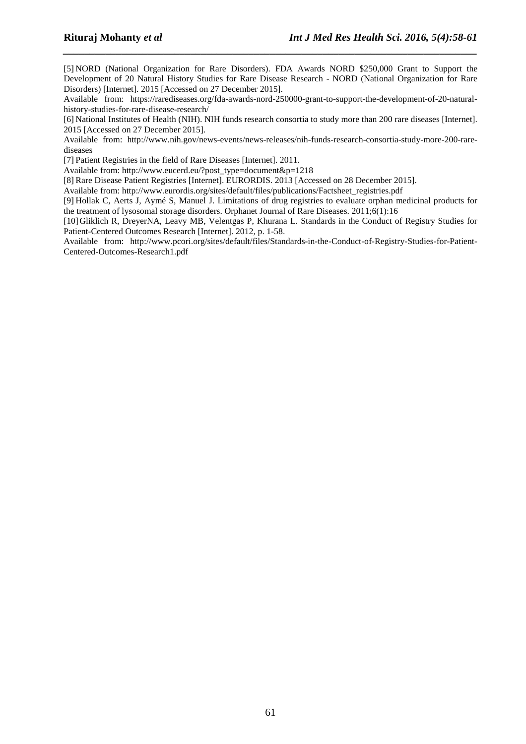[5] NORD (National Organization for Rare Disorders). FDA Awards NORD $250,000 Grant to Support the Development of 20 Natural History Studies for Rare Disease Research - NORD (National Organization for Rare Disorders) [Internet]. 2015 [Accessed on 27 December 2015].
Available from: https://rarediseases.org/fda-awards-nord-250000-grant-to-support-the-development-of-20-natural-history-studies-for-rare-disease-research/

[6] National Institutes of Health (NIH). NIH funds research consortia to study more than 200 rare diseases [Internet]. 2015 [Accessed on 27 December 2015].
Available from: http://www.nih.gov/news-events/news-releases/nih-funds-research-consortia-study-more-200-rare-diseases

[7] Patient Registries in the field of Rare Diseases [Internet]. 2011.
Available from: http://www.eucerd.eu/?post_type=document&p=1218

[8] Rare Disease Patient Registries [Internet]. EURORDIS. 2013 [Accessed on 28 December 2015].
Available from: http://www.eurordis.org/sites/default/files/publications/Factsheet_registries.pdf

[9] Hollak C, Aerts J, Aymé S, Manuel J. Limitations of drug registries to evaluate orphan medicinal products for the treatment of lysosomal storage disorders. Orphanet Journal of Rare Diseases. 2011;6(1):16

[10] Gliklich R, DreyerNA, Leavy MB, Velentgas P, Khurana L. Standards in the Conduct of Registry Studies for Patient-Centered Outcomes Research [Internet]. 2012, p. 1-58.
Available from: http://www.pcori.org/sites/default/files/Standards-in-the-Conduct-of-Registry-Studies-for-Patient-Centered-Outcomes-Research1.pdf